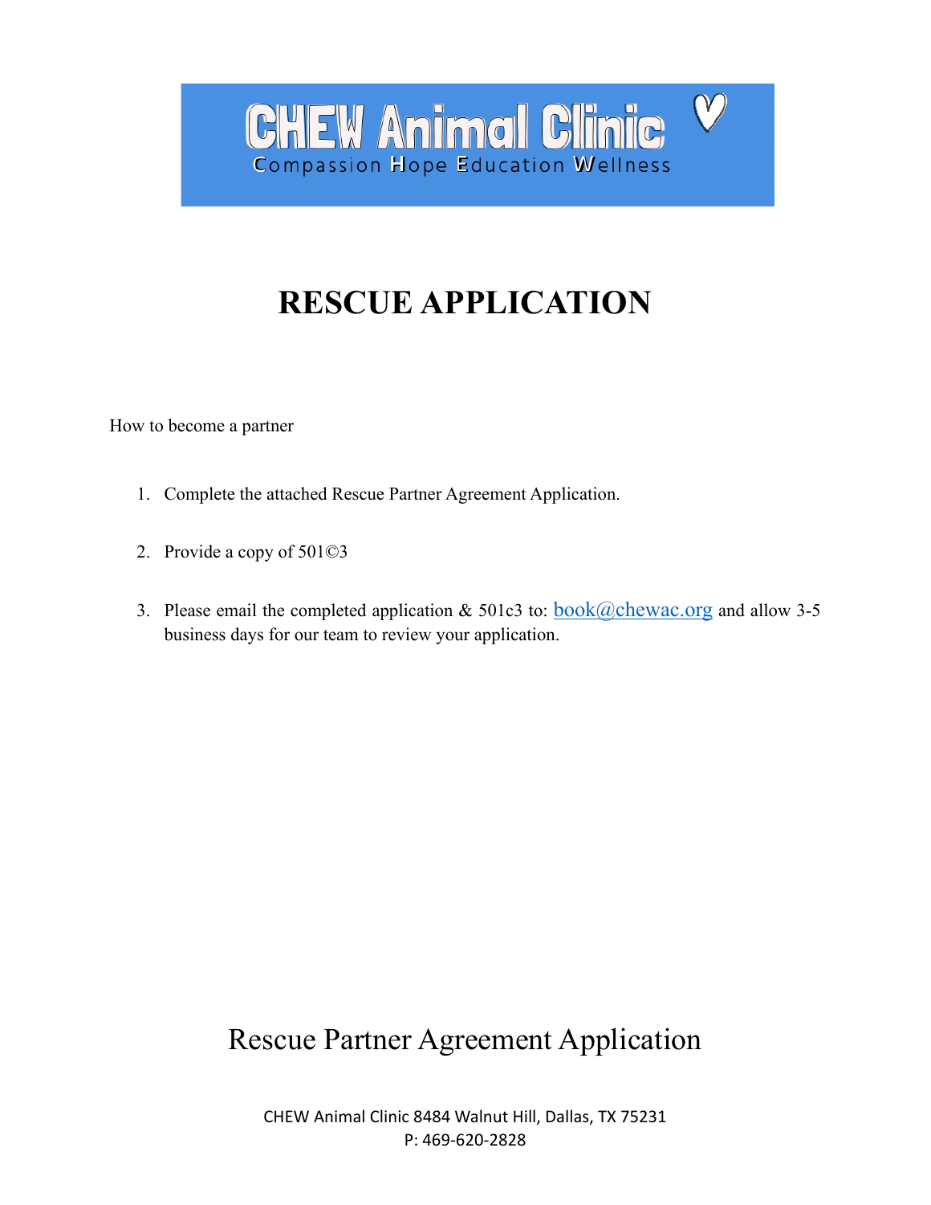# CHEW Animal Clinic

Compassion Hope Education Wellness

# RESCUE APPLICATION

How to become a partner

1. Complete the attached Rescue Partner Agreement Application.

2. Provide a copy of 501©3

3. Please email the completed application & 501c3 to: book@chewac.org and allow 3-5 business days for our team to review your application.

## Rescue Partner Agreement Application

CHEW Animal Clinic 8484 Walnut Hill, Dallas, TX 75231
P: 469-620-2828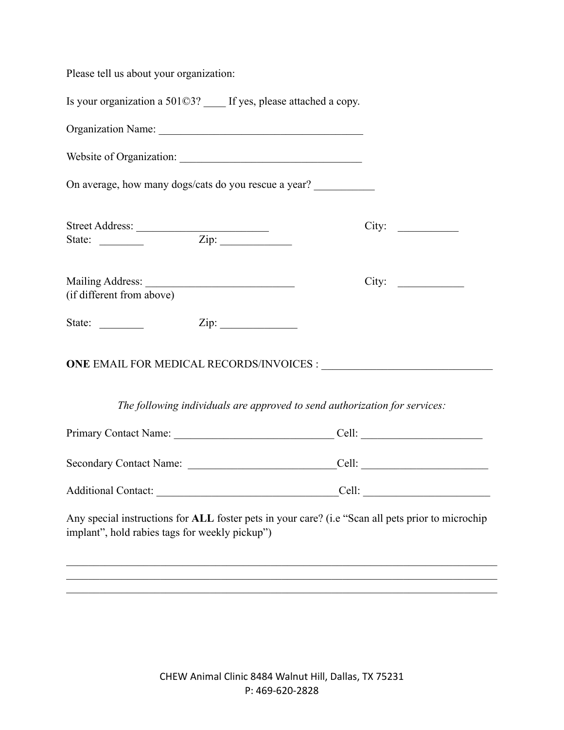Please tell us about your organization:

Is your organization a 501©3? ____ If yes, please attached a copy.

Organization Name: ____________________________________

Website of Organization: ________________________________

On average, how many dogs/cats do you rescue a year? ___________

Street Address: _______________________ City: ___________
State: ________ Zip: _____________

Mailing Address: __________________________ City: ____________
(if different from above)

State: ________ Zip: ______________

**ONE** EMAIL FOR MEDICAL RECORDS/INVOICES : ______________________________

*The following individuals are approved to send authorization for services:*

Primary Contact Name: ____________________________ Cell: _____________________

Secondary Contact Name: __________________________ Cell: ______________________

Additional Contact: ________________________________ Cell: ______________________

Any special instructions for **ALL** foster pets in your care? (i.e "Scan all pets prior to microchip implant", hold rabies tags for weekly pickup")

_____________________________________________________________________________
_____________________________________________________________________________
_____________________________________________________________________________

CHEW Animal Clinic 8484 Walnut Hill, Dallas, TX 75231
P: 469-620-2828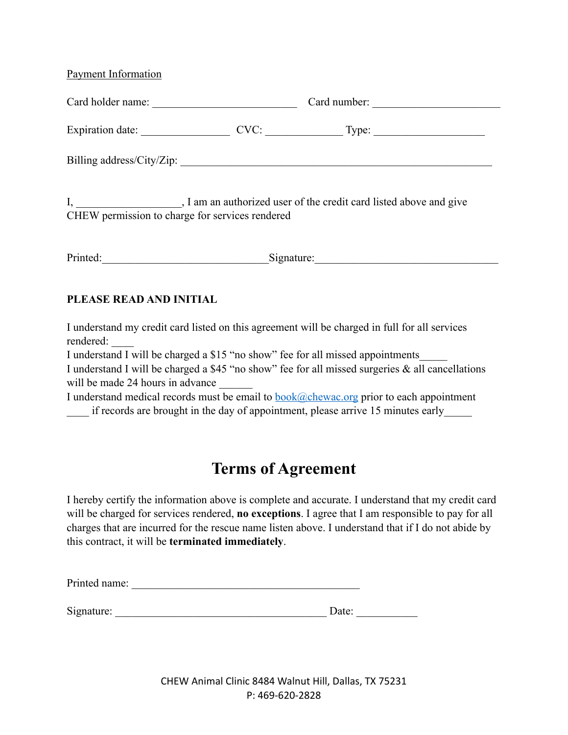Payment Information

Card holder name: __________________________ Card number: ______________________

Expiration date: ________________ CVC: ______________ Type: ____________________

Billing address/City/Zip: _________________________________________________________

I, ___________________, I am an authorized user of the credit card listed above and give CHEW permission to charge for services rendered

Printed:______________________________Signature:_________________________________

**PLEASE READ AND INITIAL**

I understand my credit card listed on this agreement will be charged in full for all services rendered: ____
I understand I will be charged a $15 "no show" fee for all missed appointments_____
I understand I will be charged a $45 "no show" fee for all missed surgeries & all cancellations will be made 24 hours in advance ______
I understand medical records must be email to book@chewac.org prior to each appointment ____ if records are brought in the day of appointment, please arrive 15 minutes early_____

# Terms of Agreement

I hereby certify the information above is complete and accurate. I understand that my credit card will be charged for services rendered, **no exceptions**. I agree that I am responsible to pay for all charges that are incurred for the rescue name listen above. I understand that if I do not abide by this contract, it will be **terminated immediately**.

Printed name: __________________________________________

Signature: _______________________________________ Date: ___________

CHEW Animal Clinic 8484 Walnut Hill, Dallas, TX 75231
P: 469-620-2828